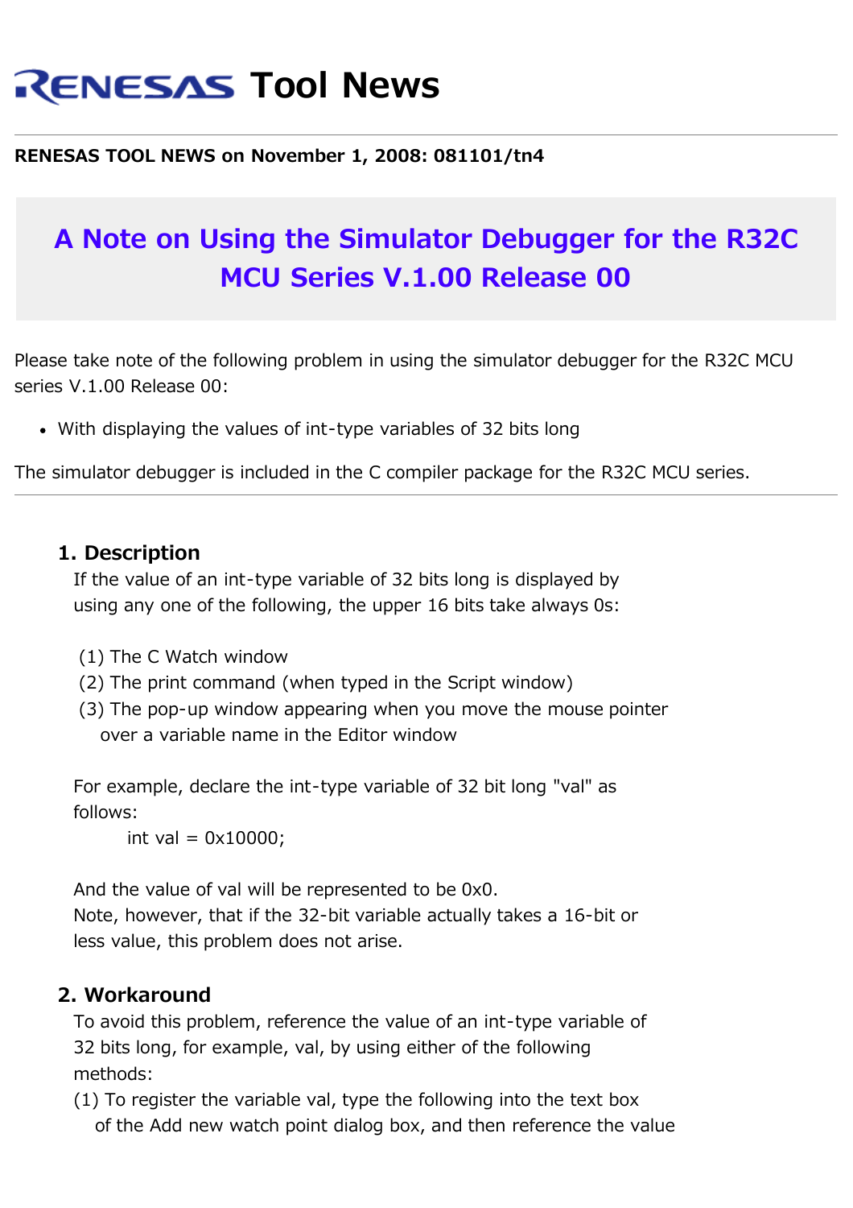# RENESAS Tool News

**RENESAS TOOL NEWS on November 1, 2008: 081101/tn4**

## A Note on Using the Simulator Debugger for the R32C MCU Series V.1.00 Release 00

Please take note of the following problem in using the simulator debugger for the R32C MCU series V.1.00 Release 00:

- With displaying the values of int-type variables of 32 bits long

The simulator debugger is included in the C compiler package for the R32C MCU series.

---

### 1. Description

If the value of an int-type variable of 32 bits long is displayed by using any one of the following, the upper 16 bits take always 0s:

(1) The C Watch window
(2) The print command (when typed in the Script window)
(3) The pop-up window appearing when you move the mouse pointer over a variable name in the Editor window

For example, declare the int-type variable of 32 bit long "val" as follows:

```
int val = 0x10000;
```

And the value of val will be represented to be 0x0.
Note, however, that if the 32-bit variable actually takes a 16-bit or less value, this problem does not arise.

### 2. Workaround

To avoid this problem, reference the value of an int-type variable of 32 bits long, for example, val, by using either of the following methods:

(1) To register the variable val, type the following into the text box of the Add new watch point dialog box, and then reference the value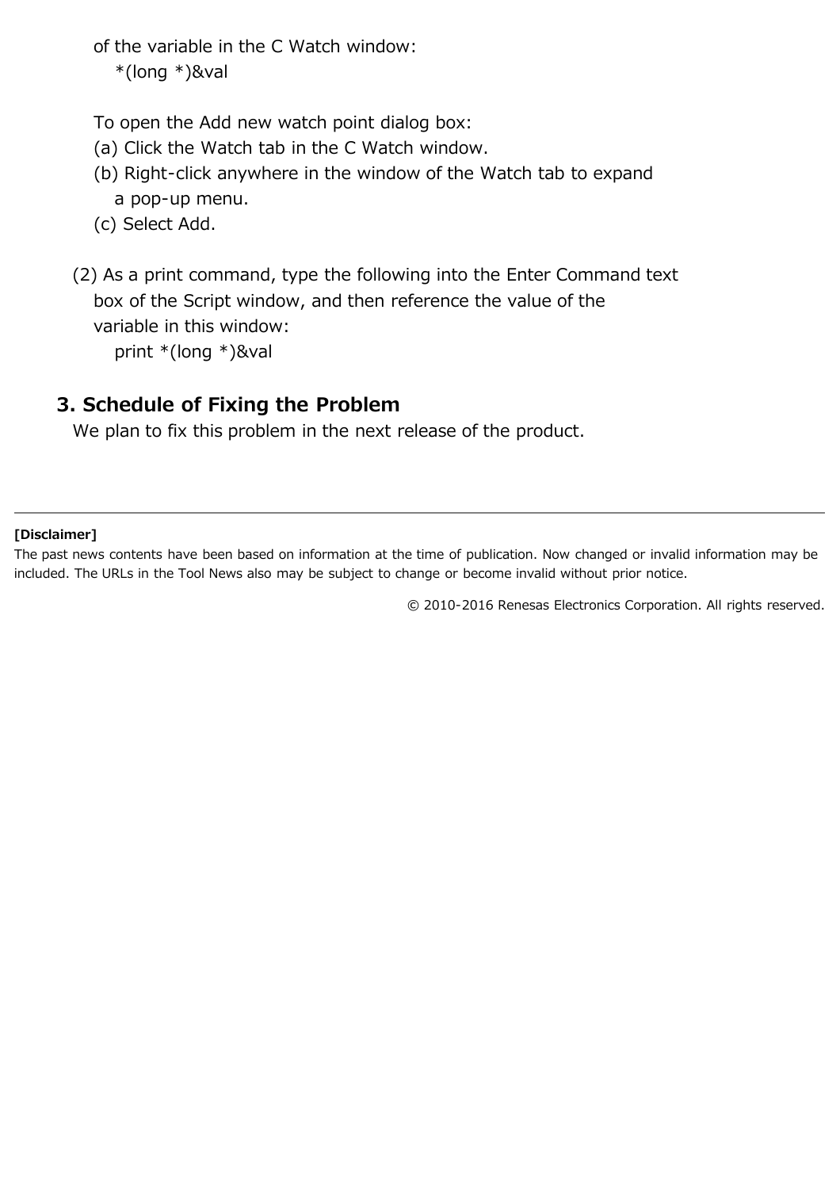of the variable in the C Watch window:

```
*(long *)&val
```

To open the Add new watch point dialog box:

(a) Click the Watch tab in the C Watch window.

(b) Right-click anywhere in the window of the Watch tab to expand a pop-up menu.

(c) Select Add.

(2) As a print command, type the following into the Enter Command text box of the Script window, and then reference the value of the variable in this window:

```
print *(long *)&val
```

## 3. Schedule of Fixing the Problem

We plan to fix this problem in the next release of the product.

---

**[Disclaimer]**

The past news contents have been based on information at the time of publication. Now changed or invalid information may be included. The URLs in the Tool News also may be subject to change or become invalid without prior notice.

© 2010-2016 Renesas Electronics Corporation. All rights reserved.